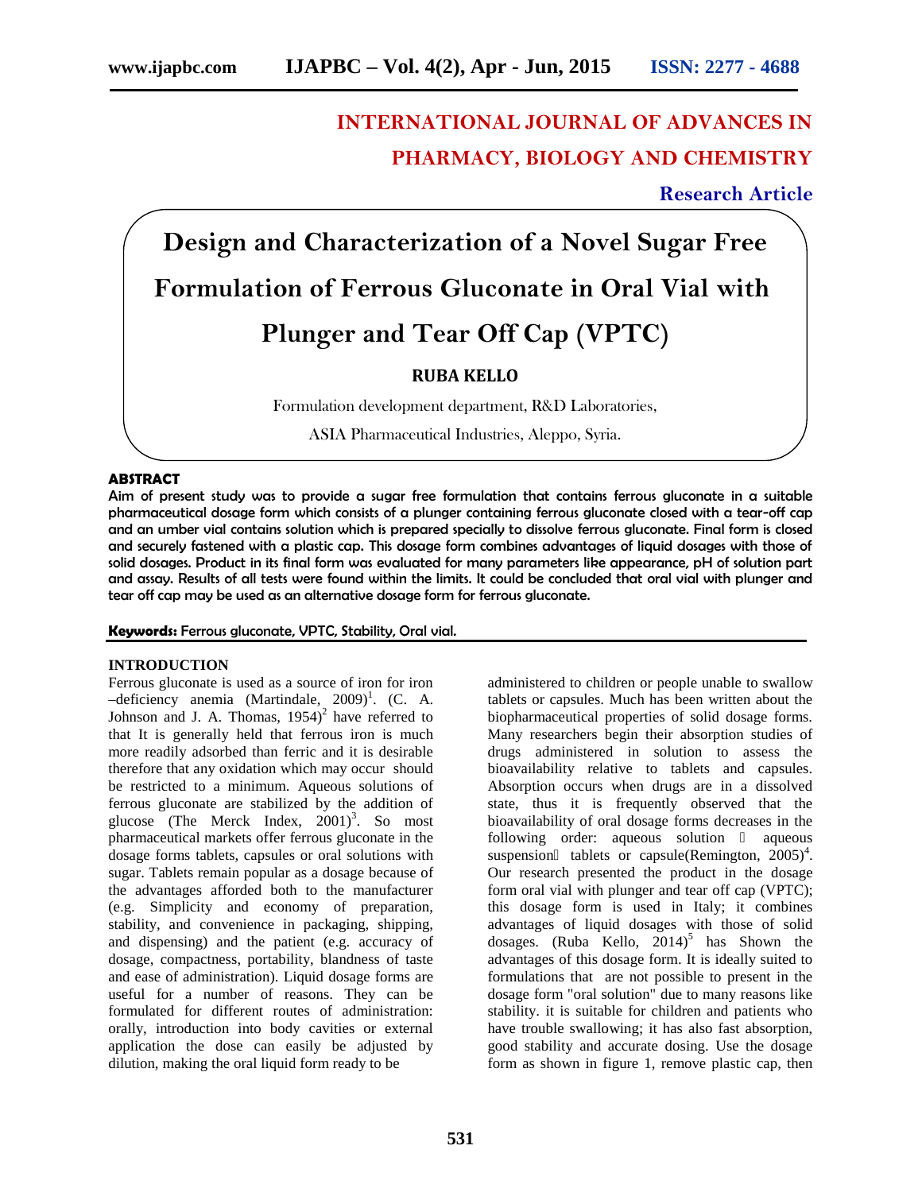# INTERNATIONAL JOURNAL OF ADVANCES IN PHARMACY, BIOLOGY AND CHEMISTRY

**Research Article**

# Design and Characterization of a Novel Sugar Free Formulation of Ferrous Gluconate in Oral Vial with Plunger and Tear Off Cap (VPTC)

**RUBA KELLO**

Formulation development department, R&D Laboratories,

ASIA Pharmaceutical Industries, Aleppo, Syria.

## ABSTRACT

**Aim of present study was to provide a sugar free formulation that contains ferrous gluconate in a suitable pharmaceutical dosage form which consists of a plunger containing ferrous gluconate closed with a tear-off cap and an umber vial contains solution which is prepared specially to dissolve ferrous gluconate. Final form is closed and securely fastened with a plastic cap. This dosage form combines advantages of liquid dosages with those of solid dosages. Product in its final form was evaluated for many parameters like appearance, pH of solution part and assay. Results of all tests were found within the limits. It could be concluded that oral vial with plunger and tear off cap may be used as an alternative dosage form for ferrous gluconate.**

**Keywords:** Ferrous gluconate, VPTC, Stability, Oral vial.

## INTRODUCTION

Ferrous gluconate is used as a source of iron for iron –deficiency anemia (Martindale, 2009)[1]. (C. A. Johnson and J. A. Thomas, 1954)[2] have referred to that It is generally held that ferrous iron is much more readily adsorbed than ferric and it is desirable therefore that any oxidation which may occur should be restricted to a minimum. Aqueous solutions of ferrous gluconate are stabilized by the addition of glucose (The Merck Index, 2001)[3]. So most pharmaceutical markets offer ferrous gluconate in the dosage forms tablets, capsules or oral solutions with sugar. Tablets remain popular as a dosage because of the advantages afforded both to the manufacturer (e.g. Simplicity and economy of preparation, stability, and convenience in packaging, shipping, and dispensing) and the patient (e.g. accuracy of dosage, compactness, portability, blandness of taste and ease of administration). Liquid dosage forms are useful for a number of reasons. They can be formulated for different routes of administration: orally, introduction into body cavities or external application the dose can easily be adjusted by dilution, making the oral liquid form ready to be administered to children or people unable to swallow tablets or capsules. Much has been written about the biopharmaceutical properties of solid dosage forms. Many researchers begin their absorption studies of drugs administered in solution to assess the bioavailability relative to tablets and capsules. Absorption occurs when drugs are in a dissolved state, thus it is frequently observed that the bioavailability of oral dosage forms decreases in the following order: aqueous solution  aqueous suspension tablets or capsule(Remington, 2005)[4]. Our research presented the product in the dosage form oral vial with plunger and tear off cap (VPTC); this dosage form is used in Italy; it combines advantages of liquid dosages with those of solid dosages. (Ruba Kello, 2014)[5] has Shown the advantages of this dosage form. It is ideally suited to formulations that are not possible to present in the dosage form "oral solution" due to many reasons like stability. it is suitable for children and patients who have trouble swallowing; it has also fast absorption, good stability and accurate dosing. Use the dosage form as shown in figure 1, remove plastic cap, then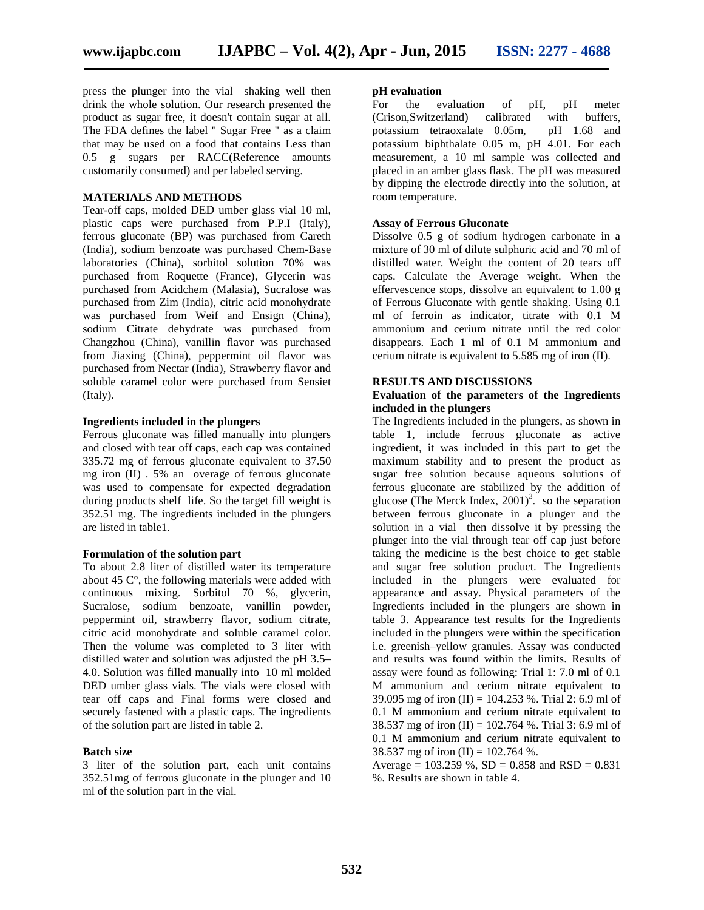press the plunger into the vial shaking well then drink the whole solution. Our research presented the product as sugar free, it doesn't contain sugar at all. The FDA defines the label " Sugar Free " as a claim that may be used on a food that contains Less than 0.5 g sugars per RACC(Reference amounts customarily consumed) and per labeled serving.

## MATERIALS AND METHODS

Tear-off caps, molded DED umber glass vial 10 ml, plastic caps were purchased from P.P.I (Italy), ferrous gluconate (BP) was purchased from Careth (India), sodium benzoate was purchased Chem-Base laboratories (China), sorbitol solution 70% was purchased from Roquette (France), Glycerin was purchased from Acidchem (Malasia), Sucralose was purchased from Zim (India), citric acid monohydrate was purchased from Weif and Ensign (China), sodium Citrate dehydrate was purchased from Changzhou (China), vanillin flavor was purchased from Jiaxing (China), peppermint oil flavor was purchased from Nectar (India), Strawberry flavor and soluble caramel color were purchased from Sensiet (Italy).

### Ingredients included in the plungers

Ferrous gluconate was filled manually into plungers and closed with tear off caps, each cap was contained 335.72 mg of ferrous gluconate equivalent to 37.50 mg iron (II) . 5% an overage of ferrous gluconate was used to compensate for expected degradation during products shelf life. So the target fill weight is 352.51 mg. The ingredients included in the plungers are listed in table1.

### Formulation of the solution part

To about 2.8 liter of distilled water its temperature about 45 C°, the following materials were added with continuous mixing. Sorbitol 70 %, glycerin, Sucralose, sodium benzoate, vanillin powder, peppermint oil, strawberry flavor, sodium citrate, citric acid monohydrate and soluble caramel color. Then the volume was completed to 3 liter with distilled water and solution was adjusted the pH 3.5–4.0. Solution was filled manually into 10 ml molded DED umber glass vials. The vials were closed with tear off caps and Final forms were closed and securely fastened with a plastic caps. The ingredients of the solution part are listed in table 2.

### Batch size

3 liter of the solution part, each unit contains 352.51mg of ferrous gluconate in the plunger and 10 ml of the solution part in the vial.

### pH evaluation

For the evaluation of pH, pH meter (Crison,Switzerland) calibrated with buffers, potassium tetraoxalate 0.05m, pH 1.68 and potassium biphthalate 0.05 m, pH 4.01. For each measurement, a 10 ml sample was collected and placed in an amber glass flask. The pH was measured by dipping the electrode directly into the solution, at room temperature.

### Assay of Ferrous Gluconate

Dissolve 0.5 g of sodium hydrogen carbonate in a mixture of 30 ml of dilute sulphuric acid and 70 ml of distilled water. Weight the content of 20 tears off caps. Calculate the Average weight. When the effervescence stops, dissolve an equivalent to 1.00 g of Ferrous Gluconate with gentle shaking. Using 0.1 ml of ferroin as indicator, titrate with 0.1 M ammonium and cerium nitrate until the red color disappears. Each 1 ml of 0.1 M ammonium and cerium nitrate is equivalent to 5.585 mg of iron (II).

## RESULTS AND DISCUSSIONS

### Evaluation of the parameters of the Ingredients included in the plungers

The Ingredients included in the plungers, as shown in table 1, include ferrous gluconate as active ingredient, it was included in this part to get the maximum stability and to present the product as sugar free solution because aqueous solutions of ferrous gluconate are stabilized by the addition of glucose (The Merck Index, 2001)[3]. so the separation between ferrous gluconate in a plunger and the solution in a vial then dissolve it by pressing the plunger into the vial through tear off cap just before taking the medicine is the best choice to get stable and sugar free solution product. The Ingredients included in the plungers were evaluated for appearance and assay. Physical parameters of the Ingredients included in the plungers are shown in table 3. Appearance test results for the Ingredients included in the plungers were within the specification i.e. greenish–yellow granules. Assay was conducted and results was found within the limits. Results of assay were found as following: Trial 1: 7.0 ml of 0.1 M ammonium and cerium nitrate equivalent to 39.095 mg of iron (II) = 104.253 %. Trial 2: 6.9 ml of 0.1 M ammonium and cerium nitrate equivalent to 38.537 mg of iron (II) = 102.764 %. Trial 3: 6.9 ml of 0.1 M ammonium and cerium nitrate equivalent to 38.537 mg of iron (II) = 102.764 %.

Average = 103.259 %, SD = 0.858 and RSD = 0.831 %. Results are shown in table 4.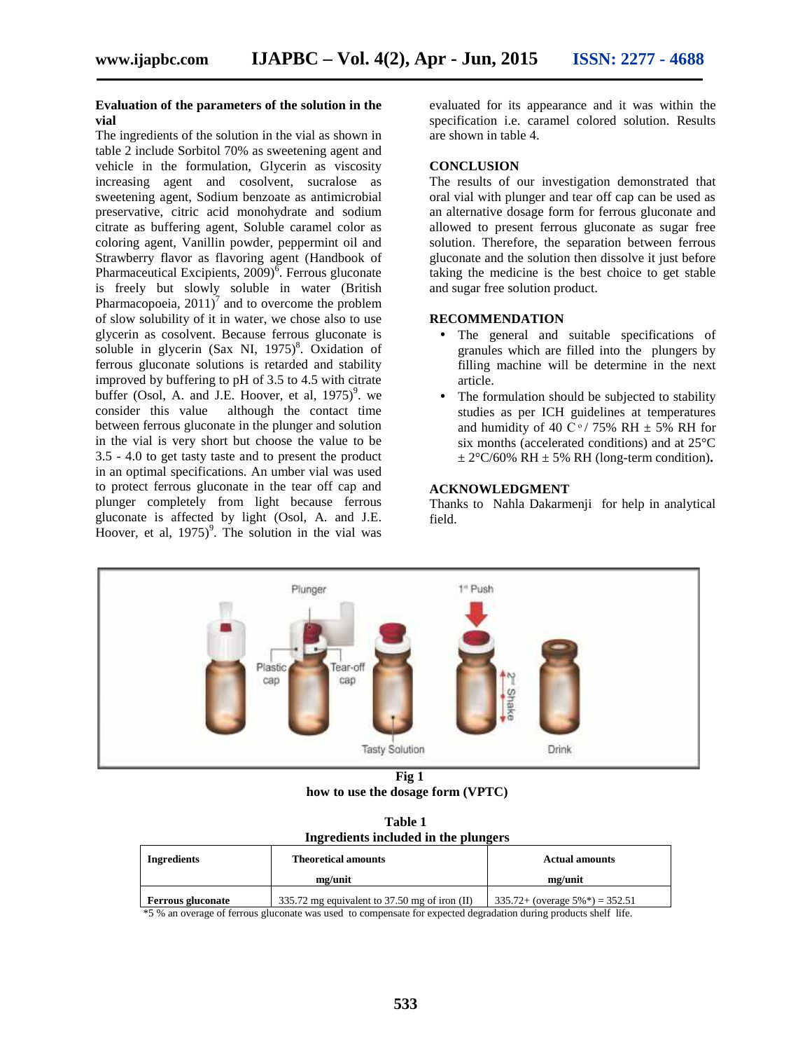**Evaluation of the parameters of the solution in the vial**

The ingredients of the solution in the vial as shown in table 2 include Sorbitol 70% as sweetening agent and vehicle in the formulation, Glycerin as viscosity increasing agent and cosolvent, sucralose as sweetening agent, Sodium benzoate as antimicrobial preservative, citric acid monohydrate and sodium citrate as buffering agent, Soluble caramel color as coloring agent, Vanillin powder, peppermint oil and Strawberry flavor as flavoring agent (Handbook of Pharmaceutical Excipients, 2009)[6]. Ferrous gluconate is freely but slowly soluble in water (British Pharmacopoeia, 2011)[7] and to overcome the problem of slow solubility of it in water, we chose also to use glycerin as cosolvent. Because ferrous gluconate is soluble in glycerin (Sax NI, 1975)[8]. Oxidation of ferrous gluconate solutions is retarded and stability improved by buffering to pH of 3.5 to 4.5 with citrate buffer (Osol, A. and J.E. Hoover, et al, 1975)[9]. we consider this value although the contact time between ferrous gluconate in the plunger and solution in the vial is very short but choose the value to be 3.5 - 4.0 to get tasty taste and to present the product in an optimal specifications. An umber vial was used to protect ferrous gluconate in the tear off cap and plunger completely from light because ferrous gluconate is affected by light (Osol, A. and J.E. Hoover, et al, 1975)[9]. The solution in the vial was evaluated for its appearance and it was within the specification i.e. caramel colored solution. Results are shown in table 4.

**CONCLUSION**

The results of our investigation demonstrated that oral vial with plunger and tear off cap can be used as an alternative dosage form for ferrous gluconate and allowed to present ferrous gluconate as sugar free solution. Therefore, the separation between ferrous gluconate and the solution then dissolve it just before taking the medicine is the best choice to get stable and sugar free solution product.

**RECOMMENDATION**

- The general and suitable specifications of granules which are filled into the plungers by filling machine will be determine in the next article.
- The formulation should be subjected to stability studies as per ICH guidelines at temperatures and humidity of 40 C°/ 75% RH ± 5% RH for six months (accelerated conditions) and at 25°C ± 2°C/60% RH ± 5% RH (long-term condition).

**ACKNOWLEDGMENT**

Thanks to Nahla Dakarmenji for help in analytical field.

**Fig 1**
**how to use the dosage form (VPTC)**

**Table 1**
**Ingredients included in the plungers**

| Ingredients | Theoretical amounts mg/unit | Actual amounts mg/unit |
|---|---|---|
| **Ferrous gluconate** | 335.72 mg equivalent to 37.50 mg of iron (II) | 335.72+ (overage 5%*) = 352.51 |

*5 % an overage of ferrous gluconate was used to compensate for expected degradation during products shelf life.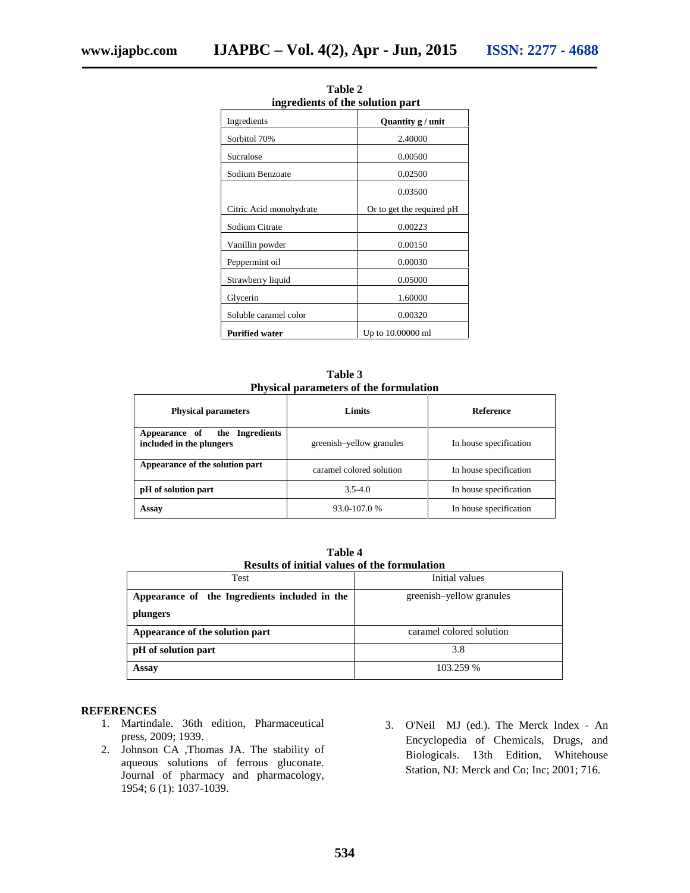**Table 2**
**ingredients of the solution part**

| Ingredients | **Quantity g / unit** |
|---|---|
| Sorbitol 70% | 2.40000 |
| Sucralose | 0.00500 |
| Sodium Benzoate | 0.02500 |
| Citric Acid monohydrate | 0.03500<br>Or to get the required pH |
| Sodium Citrate | 0.00223 |
| Vanillin powder | 0.00150 |
| Peppermint oil | 0.00030 |
| Strawberry liquid | 0.05000 |
| Glycerin | 1.60000 |
| Soluble caramel color | 0.00320 |
| **Purified water** | Up to 10.00000 ml |

**Table 3**
**Physical parameters of the formulation**

| **Physical parameters** | **Limits** | **Reference** |
|---|---|---|
| **Appearance of the Ingredients included in the plungers** | greenish–yellow granules | In house specification |
| **Appearance of the solution part** | caramel colored solution | In house specification |
| **pH of solution part** | 3.5-4.0 | In house specification |
| **Assay** | 93.0-107.0 % | In house specification |

**Table 4**
**Results of initial values of the formulation**

| Test | Initial values |
|---|---|
| **Appearance of the Ingredients included in the plungers** | greenish–yellow granules |
| **Appearance of the solution part** | caramel colored solution |
| **pH of solution part** | 3.8 |
| **Assay** | 103.259 % |

## REFERENCES

1. Martindale. 36th edition, Pharmaceutical press, 2009; 1939.
2. Johnson CA ,Thomas JA. The stability of aqueous solutions of ferrous gluconate. Journal of pharmacy and pharmacology, 1954; 6 (1): 1037-1039.
3. O'Neil MJ (ed.). The Merck Index - An Encyclopedia of Chemicals, Drugs, and Biologicals. 13th Edition, Whitehouse Station, NJ: Merck and Co; Inc; 2001; 716.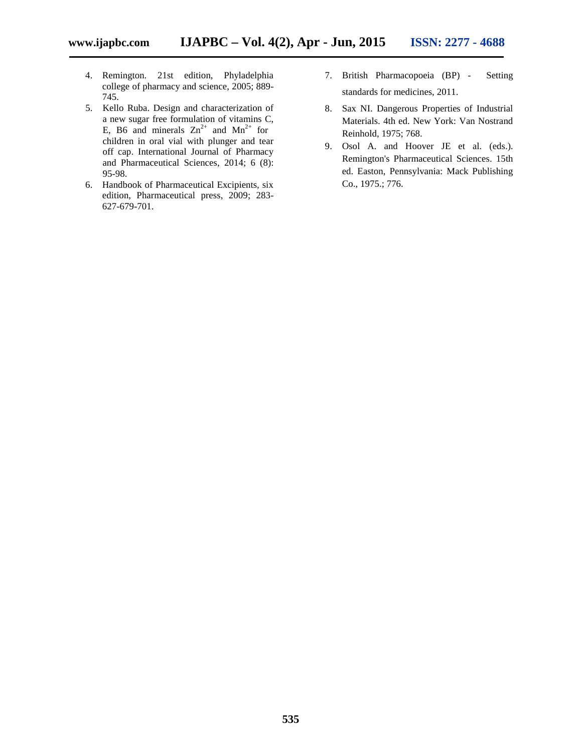4. Remington. 21st edition, Phyladelphia college of pharmacy and science, 2005; 889-745.
5. Kello Ruba. Design and characterization of a new sugar free formulation of vitamins C, E, B6 and minerals $Zn^{2+}$ and $Mn^{2+}$ for children in oral vial with plunger and tear off cap. International Journal of Pharmacy and Pharmaceutical Sciences, 2014; 6 (8): 95-98.
6. Handbook of Pharmaceutical Excipients, six edition, Pharmaceutical press, 2009; 283-627-679-701.
7. British Pharmacopoeia (BP) - Setting standards for medicines, 2011.
8. Sax NI. Dangerous Properties of Industrial Materials. 4th ed. New York: Van Nostrand Reinhold, 1975; 768.
9. Osol A. and Hoover JE et al. (eds.). Remington's Pharmaceutical Sciences. 15th ed. Easton, Pennsylvania: Mack Publishing Co., 1975.; 776.